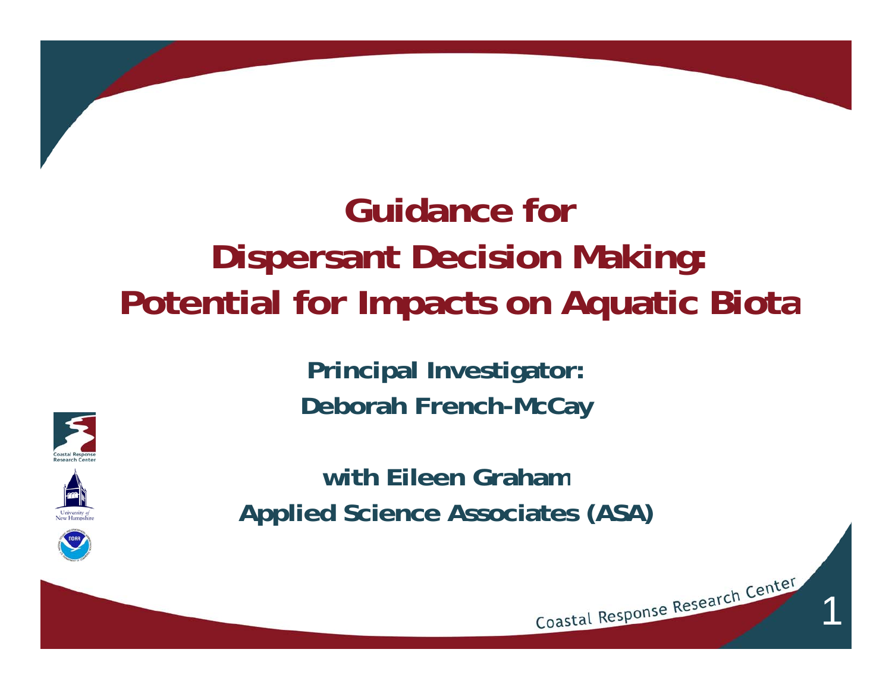# Guidance for Dispersant Decision Making: Potential for Impacts on Aquatic Biota

**Principal Investigator:**

**Deborah French-McCay**

**with Eileen Graham**

**Applied Science Associates (ASA)**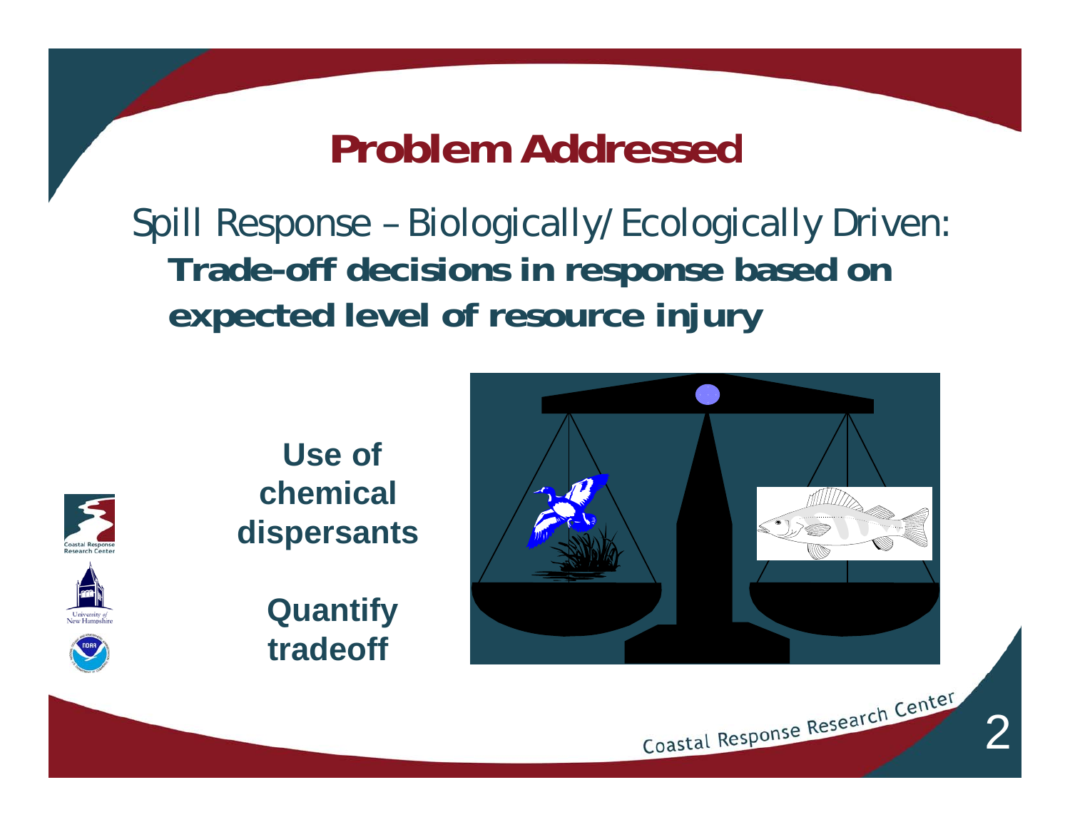# Problem Addressed

Spill Response – Biologically/Ecologically Driven:

**Trade-off decisions in response based on expected level of resource injury**

**Use of chemical dispersants**

**Quantify tradeoff**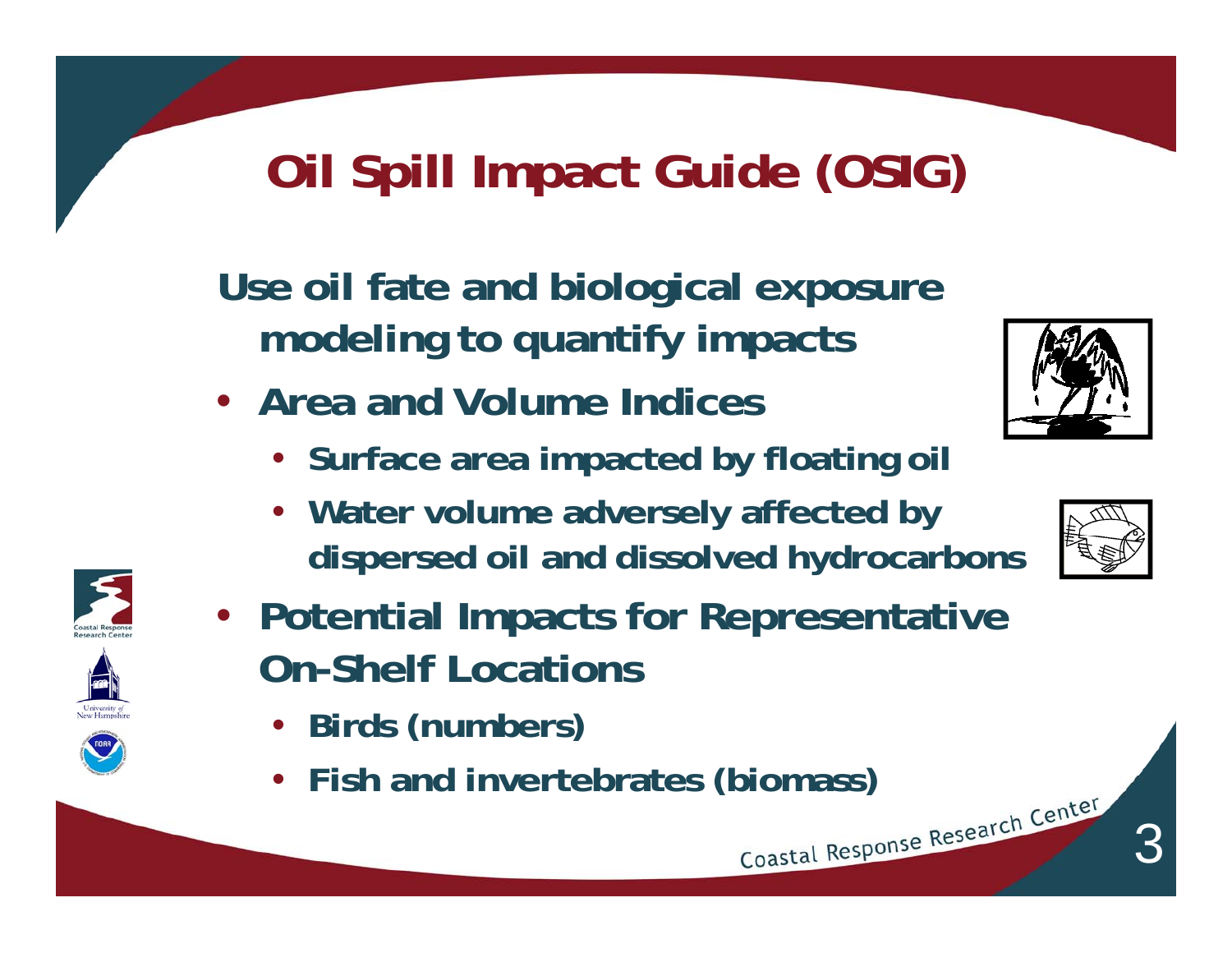# Oil Spill Impact Guide (OSIG)

**Use oil fate and biological exposure modeling to quantify impacts**

- **Area and Volume Indices**
  - **Surface area impacted by floating oil**
  - **Water volume adversely affected by dispersed oil and dissolved hydrocarbons**
- **Potential Impacts for Representative On-Shelf Locations**
  - **Birds (numbers)**
  - **Fish and invertebrates (biomass)**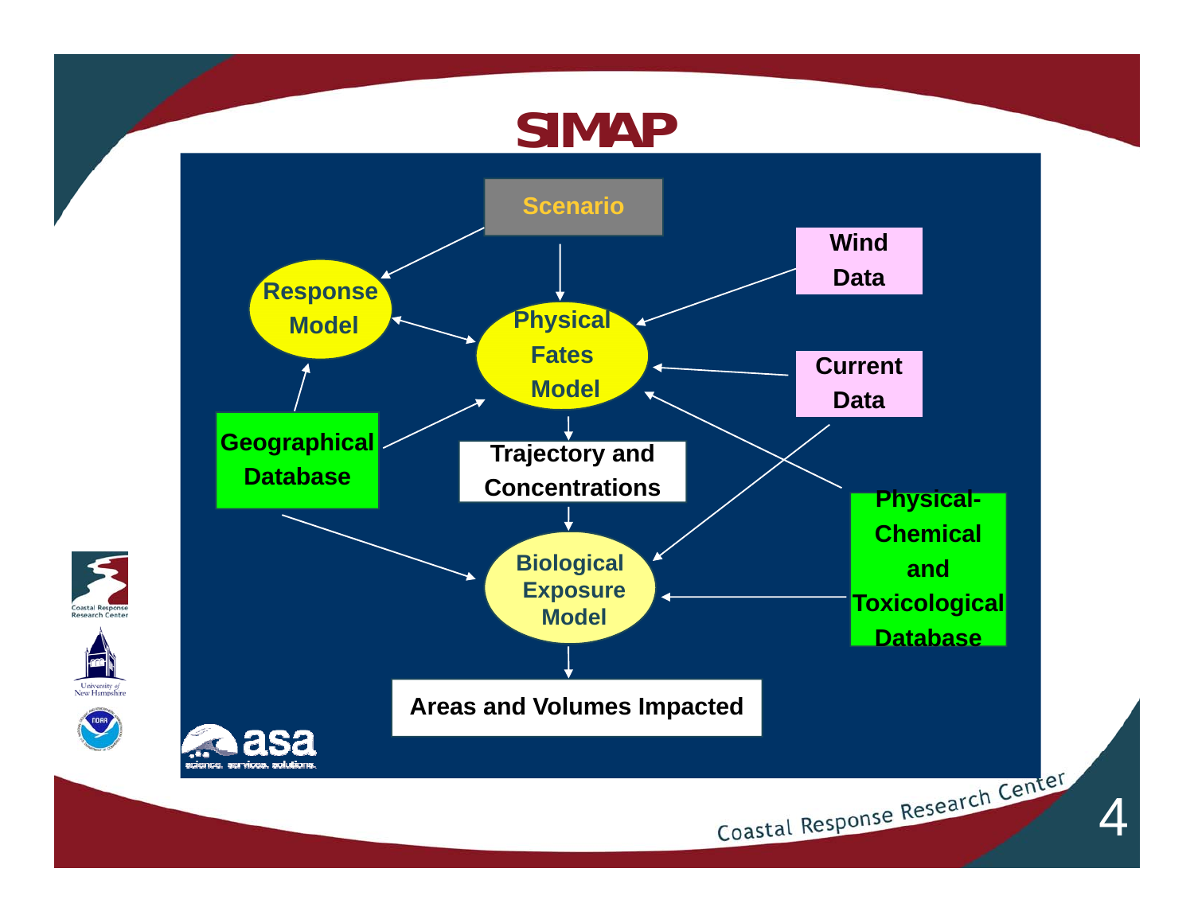# SIMAP

Scenario

Response Model

Physical Fates Model

Wind Data

Current Data

Geographical Database

Trajectory and Concentrations

Physical-Chemical and Toxicological Database

Biological Exposure Model

Areas and Volumes Impacted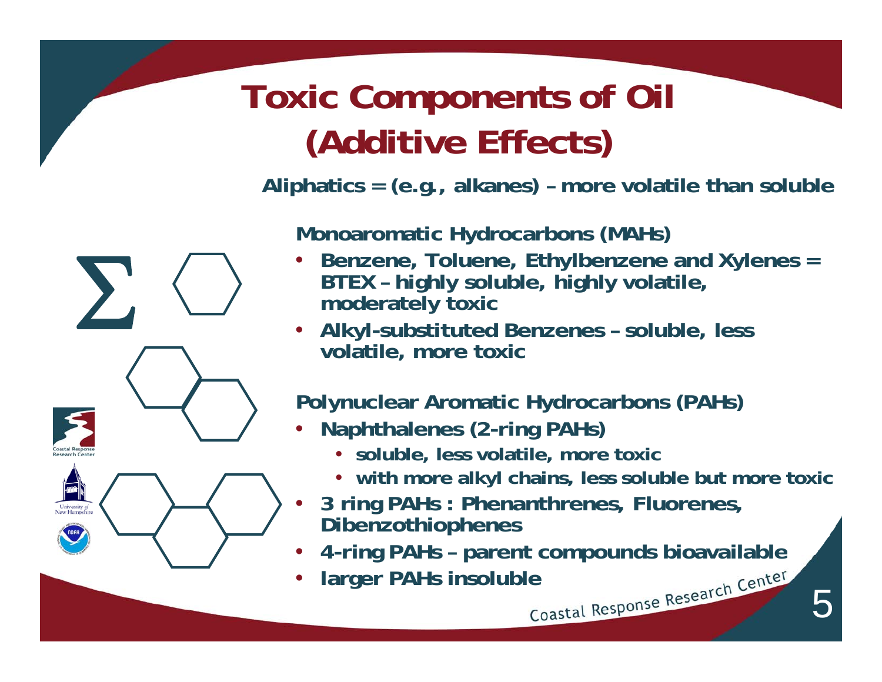# Toxic Components of Oil (Additive Effects)

**Aliphatics = (e.g., alkanes) – more volatile than soluble**

**Monoaromatic Hydrocarbons (MAHs)**

- **Benzene, Toluene, Ethylbenzene and Xylenes = BTEX – highly soluble, highly volatile, moderately toxic**
- **Alkyl-substituted Benzenes – soluble, less volatile, more toxic**

**Polynuclear Aromatic Hydrocarbons (PAHs)**

- **Naphthalenes (2-ring PAHs)**
  - **soluble, less volatile, more toxic**
  - **with more alkyl chains, less soluble but more toxic**
- **3 ring PAHs : Phenanthrenes, Fluorenes, Dibenzothiophenes**
- **4-ring PAHs – parent compounds bioavailable**
- **larger PAHs insoluble**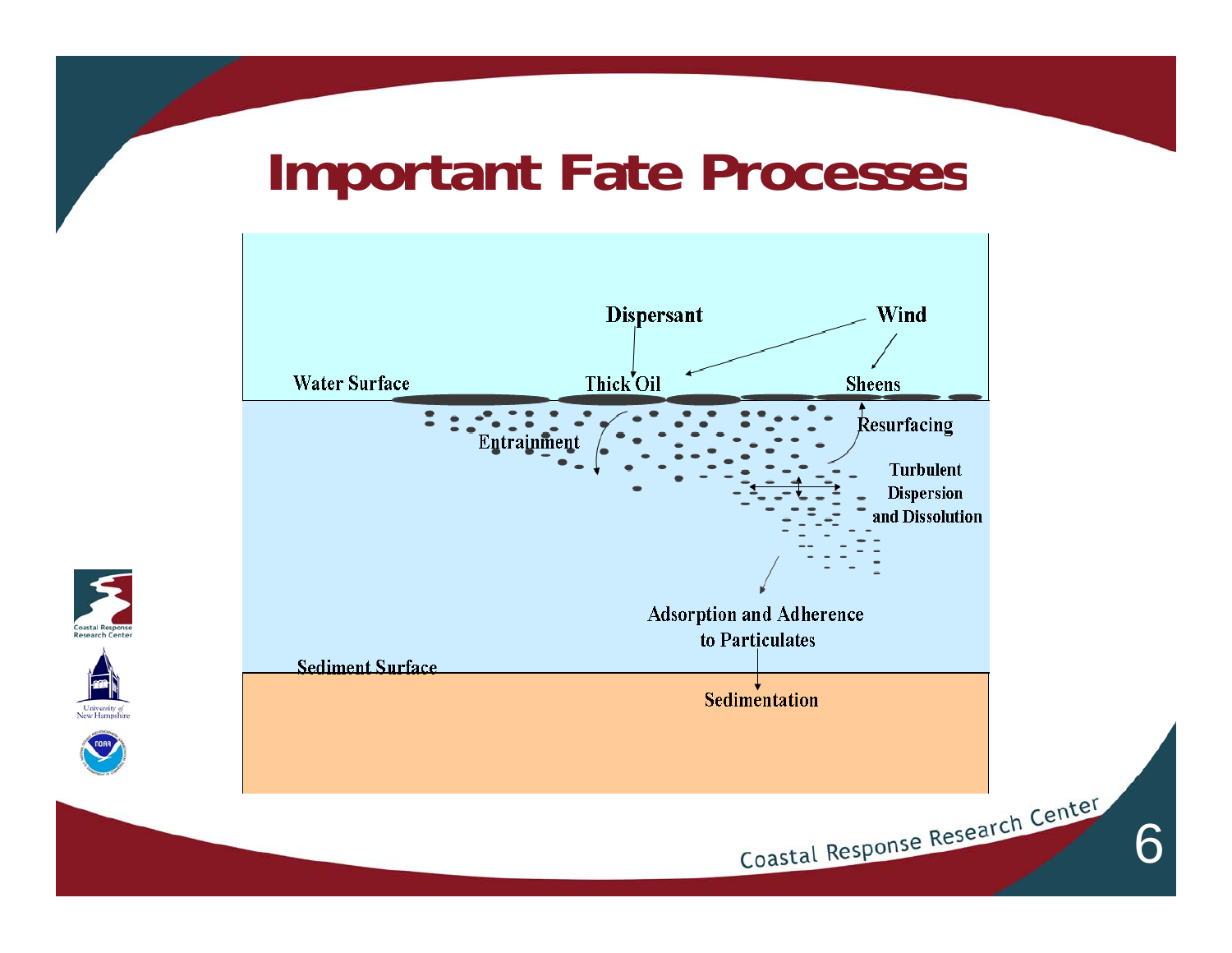# Important Fate Processes

Dispersant

Wind

Water Surface

Thick Oil

Sheens

Entrainment

Resurfacing

Turbulent Dispersion and Dissolution

Adsorption and Adherence to Particulates

Sediment Surface

Sedimentation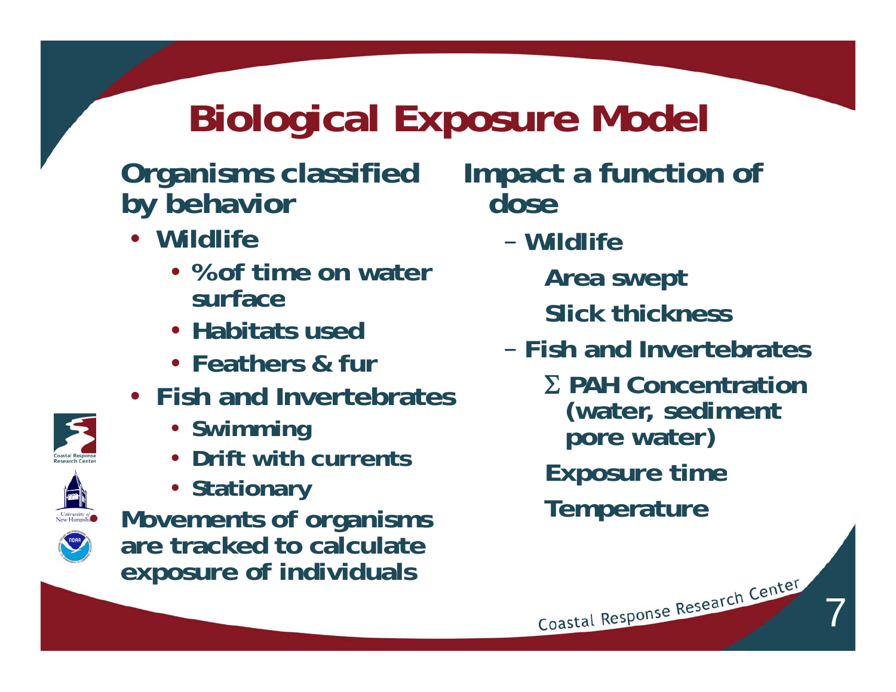# Biological Exposure Model

**Organisms classified by behavior**

- Wildlife
  - % of time on water surface
  - Habitats used
  - Feathers & fur
- Fish and Invertebrates
  - Swimming
  - Drift with currents
  - Stationary

**Movements of organisms are tracked to calculate exposure of individuals**

**Impact a function of dose**

- Wildlife
  - Area swept
  - Slick thickness
- Fish and Invertebrates
  - $\Sigma$ PAH Concentration (water, sediment pore water)
  - Exposure time
  - Temperature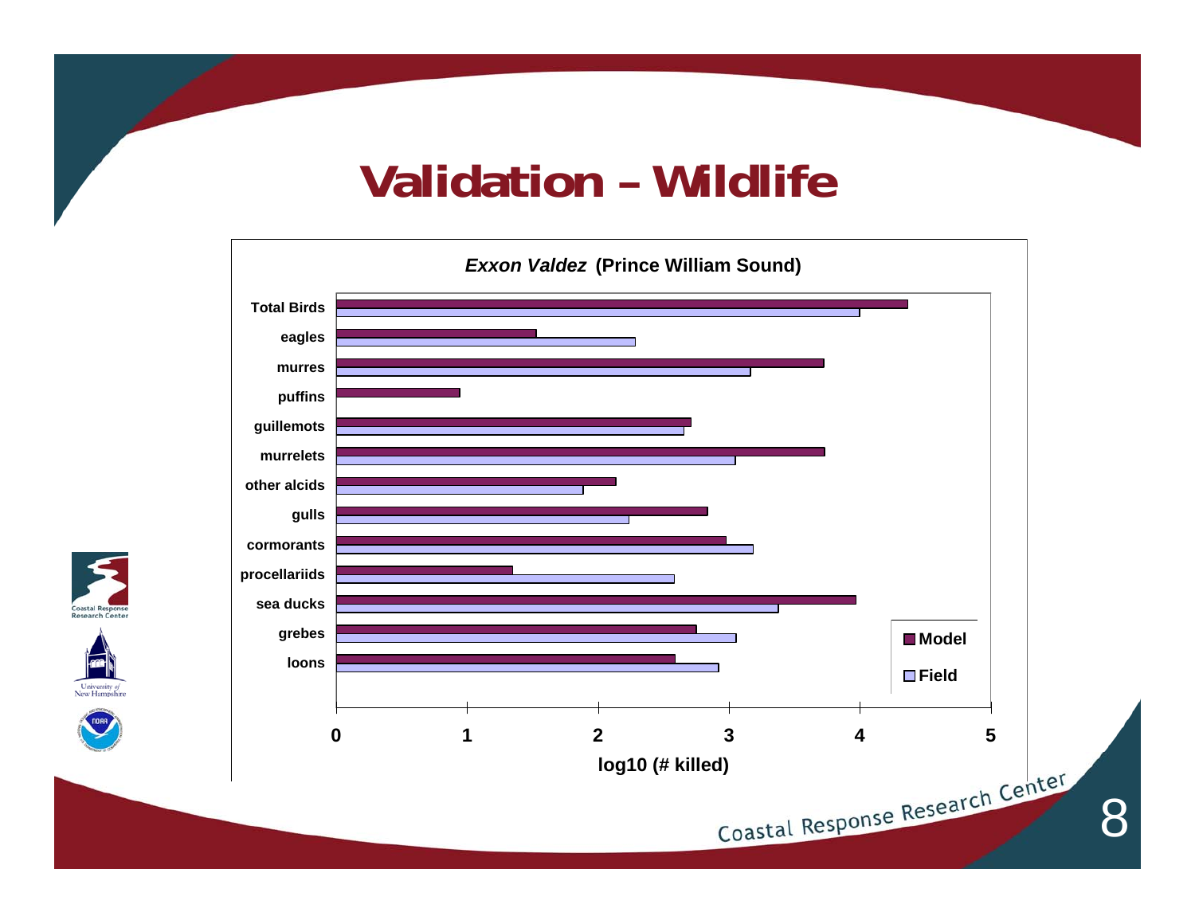# Validation – Wildlife

***Exxon Valdez*** **(Prince William Sound)**

| | Model | Field |
|---|---|---|
| Total Birds | 4.37 | 4.00 |
| eagles | 1.53 | 2.28 |
| murres | 3.72 | 3.16 |
| puffins | 0.94 | |
| guillemots | 2.71 | 2.65 |
| murrelets | 3.73 | 3.05 |
| other alcids | 2.13 | 1.88 |
| gulls | 2.83 | 2.23 |
| cormorants | 2.98 | 3.18 |
| procellariids | 1.35 | 2.58 |
| sea ducks | 3.97 | 3.38 |
| grebes | 2.75 | 3.05 |
| loons | 2.59 | 2.92 |

x-axis: log10 (# killed), 0–5 (values above are approximate readings from the chart)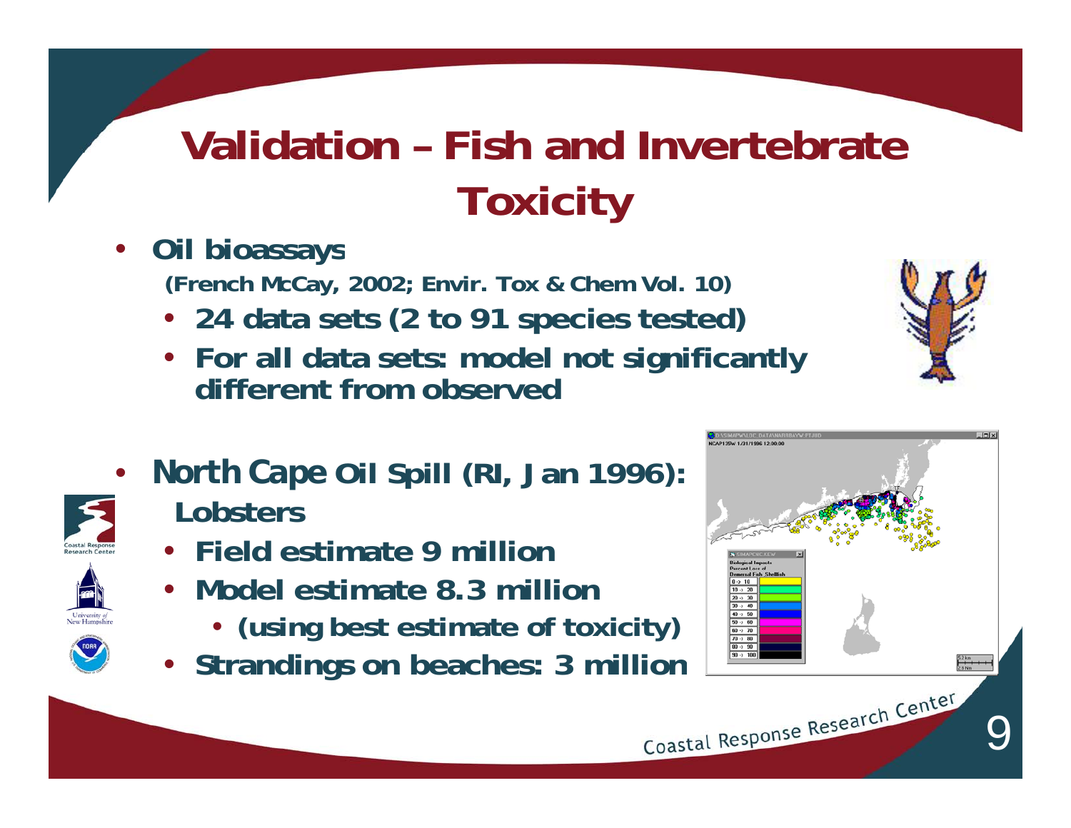# Validation – Fish and Invertebrate Toxicity

- **Oil bioassays**
  **(French McCay, 2002; Envir. Tox & Chem Vol. 10)**
  - **24 data sets (2 to 91 species tested)**
  - **For all data sets: model not significantly different from observed**

- ***North Cape* Oil Spill (RI, Jan 1996): Lobsters**
  - **Field estimate 9 million**
  - **Model estimate 8.3 million**
    - **(using best estimate of toxicity)**
  - **Strandings on beaches: 3 million**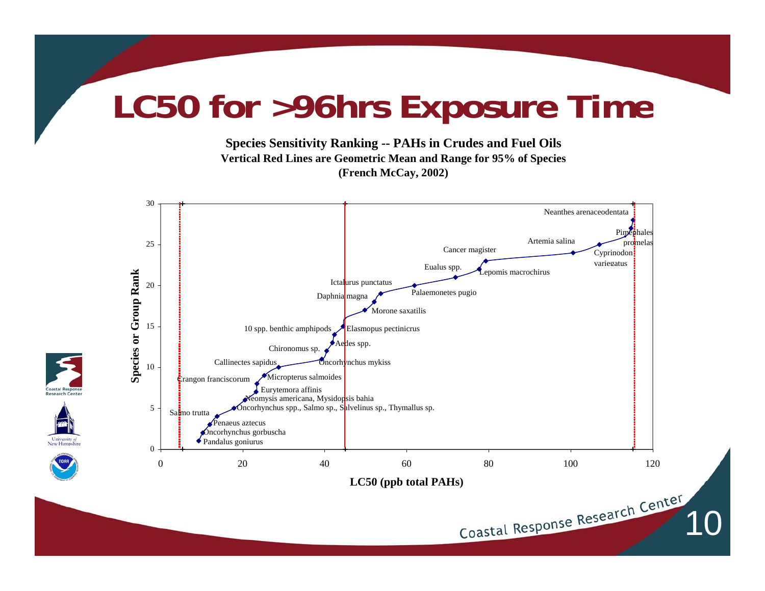# LC50 for >96hrs Exposure Time

**Species Sensitivity Ranking -- PAHs in Crudes and Fuel Oils**
**Vertical Red Lines are Geometric Mean and Range for 95% of Species**
**(French McCay, 2002)**

Species or Group Rank

- Pandalus goniurus
- Oncorhynchus gorbuscha
- Penaeus aztecus
- Salmo trutta
- Oncorhynchus spp., Salmo sp., Salvelinus sp., Thymallus sp.
- Neomysis americana, Mysidopsis bahia
- Eurytemora affinis
- Crangon franciscorum
- Micropterus salmoides
- Callinectes sapidus
- Oncorhynchus mykiss
- Chironomus sp.
- Aedes spp.
- 10 spp. benthic amphipods
- Elasmopus pectinicrus
- Morone saxatilis
- Daphnia magna
- Ictalurus punctatus
- Palaemonetes pugio
- Eualus spp.
- Lepomis macrochirus
- Cancer magister
- Artemia salina
- Cyprinodon variegatus
- Pimephales promelas
- Neanthes arenaceodentata

LC50 (ppb total PAHs)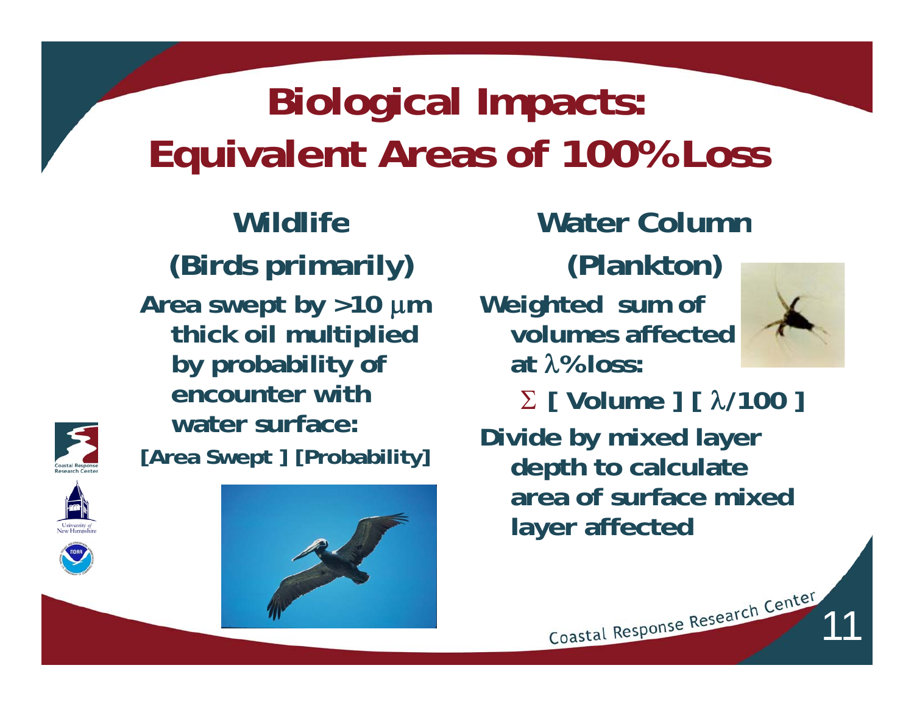# Biological Impacts: Equivalent Areas of 100% Loss

## Wildlife

### (Birds primarily)

**Area swept by >10 $\mu$m thick oil multiplied by probability of encounter with water surface:**

**[Area Swept ] [Probability]**

## Water Column

### (Plankton)

**Weighted sum of volumes affected at $\lambda$% loss:**

$$\Sigma \text{ [ Volume ] [ } \lambda/100 \text{ ]}$$

**Divide by mixed layer depth to calculate area of surface mixed layer affected**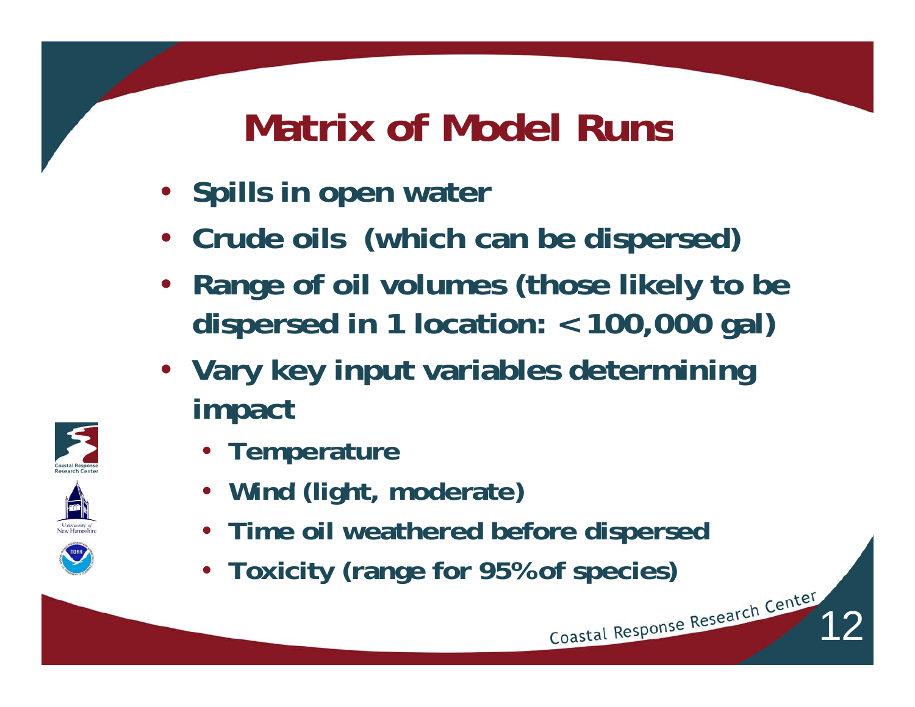# Matrix of Model Runs

- Spills in open water
- Crude oils (which can be dispersed)
- Range of oil volumes (those likely to be dispersed in 1 location: < 100,000 gal)
- Vary key input variables determining impact
  - Temperature
  - Wind (light, moderate)
  - Time oil weathered before dispersed
  - Toxicity (range for 95% of species)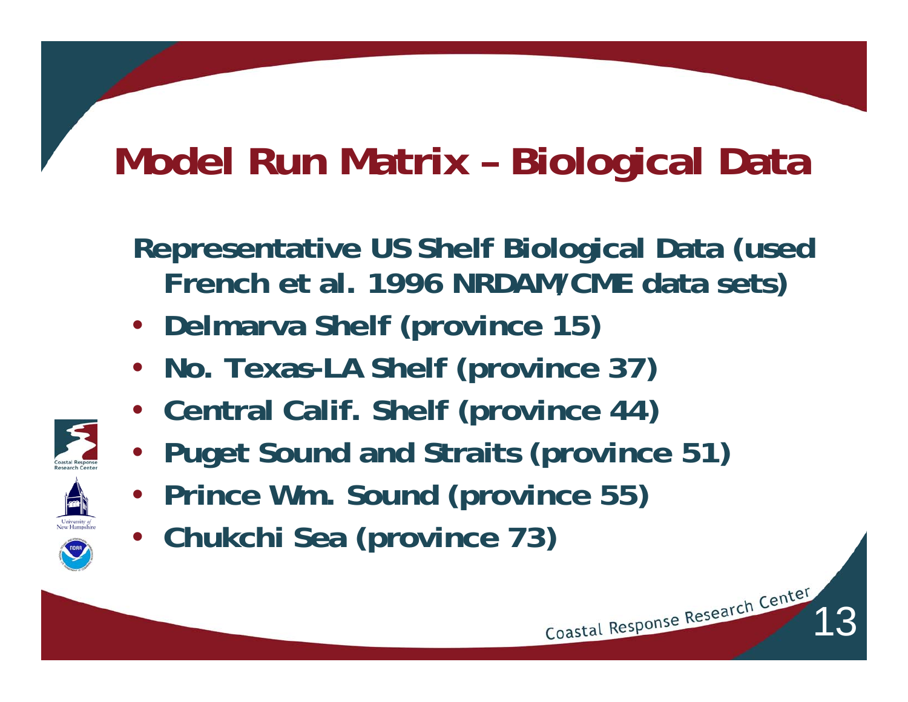# Model Run Matrix – Biological Data

**Representative US Shelf Biological Data (used French et al. 1996 NRDAM/CME data sets)**

- **Delmarva Shelf (province 15)**
- **No. Texas-LA Shelf (province 37)**
- **Central Calif. Shelf (province 44)**
- **Puget Sound and Straits (province 51)**
- **Prince Wm. Sound (province 55)**
- **Chukchi Sea (province 73)**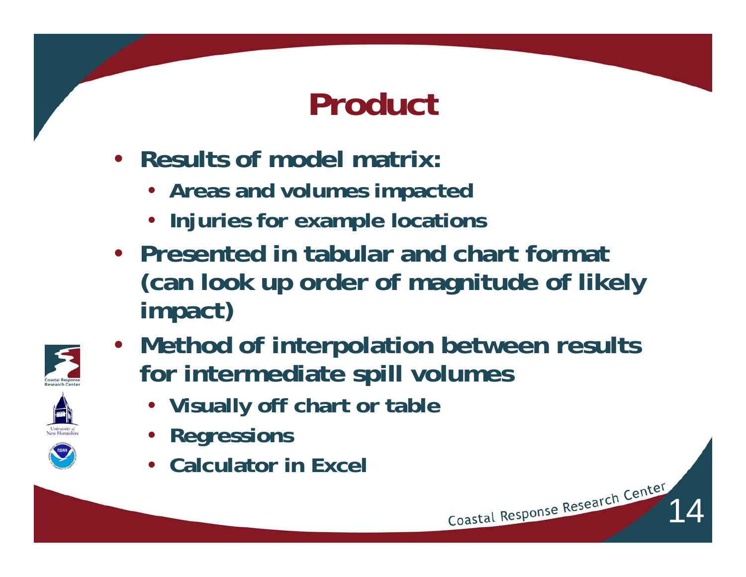# Product

- **Results of model matrix:**
  - **Areas and volumes impacted**
  - **Injuries for example locations**
- **Presented in tabular and chart format (can look up order of magnitude of likely impact)**
- **Method of interpolation between results for intermediate spill volumes**
  - **Visually off chart or table**
  - **Regressions**
  - **Calculator in Excel**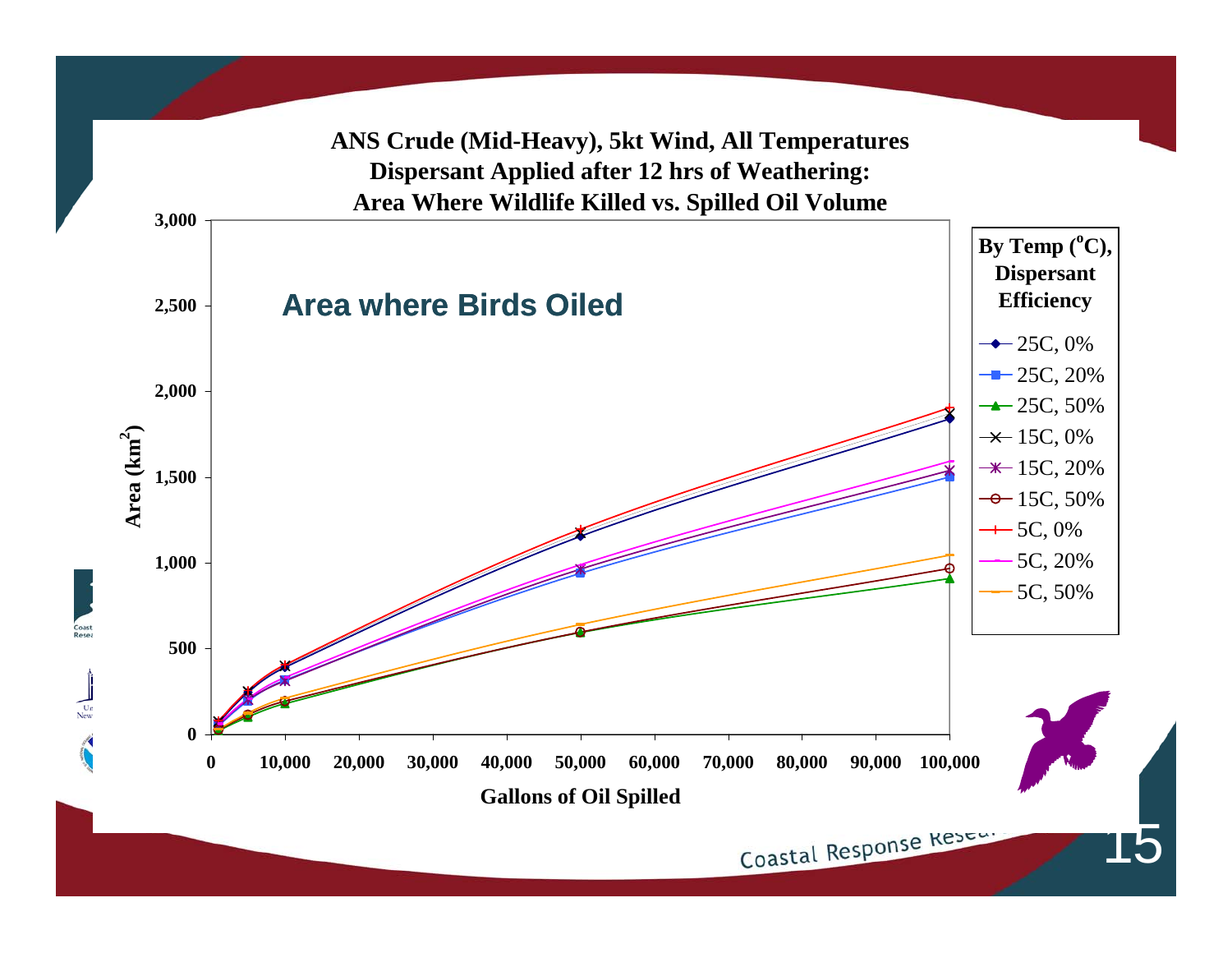## ANS Crude (Mid-Heavy), 5kt Wind, All Temperatures
## Dispersant Applied after 12 hrs of Weathering:
## Area Where Wildlife Killed vs. Spilled Oil Volume

**Area where Birds Oiled**

Area ($km^2$)

Gallons of Oil Spilled

**By Temp ($^oC$), Dispersant Efficiency**

- 25C, 0%
- 25C, 20%
- 25C, 50%
- 15C, 0%
- 15C, 20%
- 15C, 50%
- 5C, 0%
- 5C, 20%
- 5C, 50%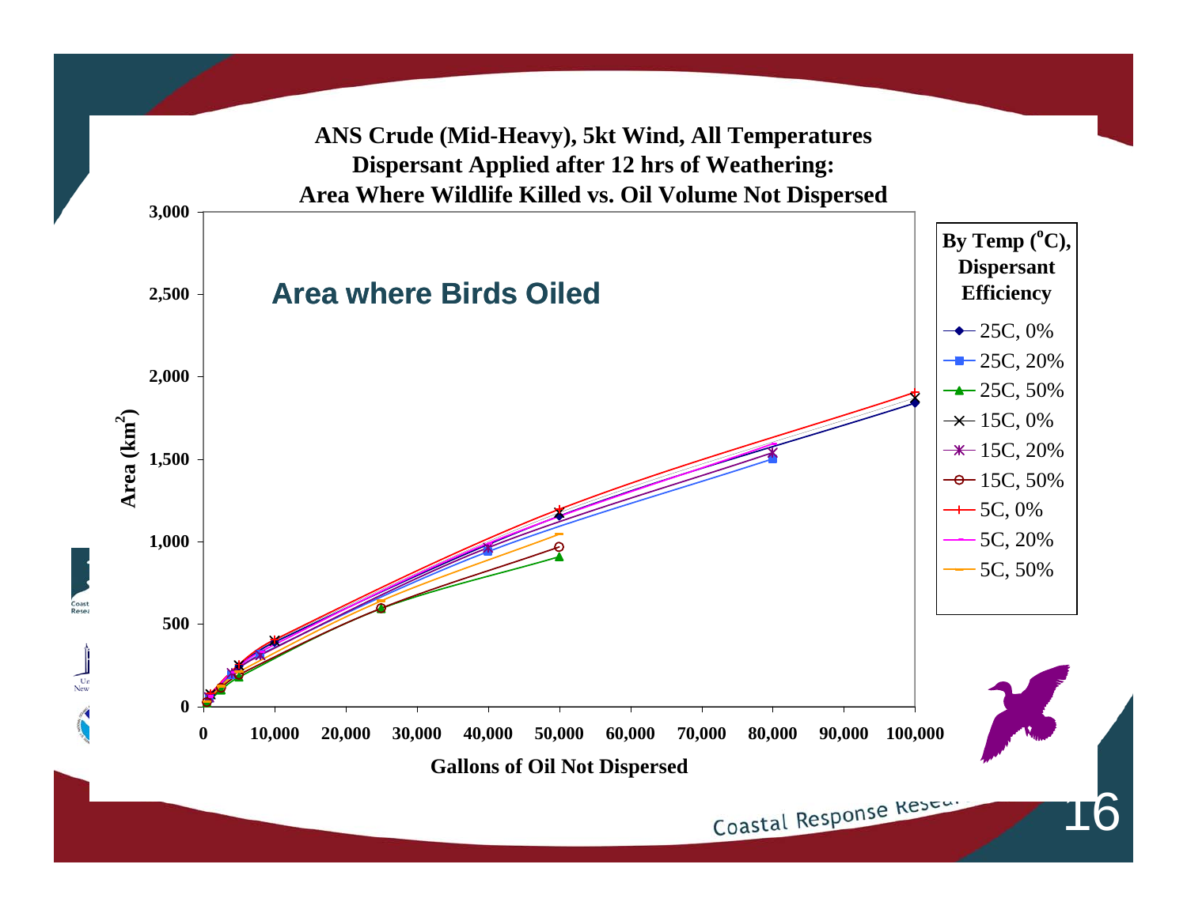## ANS Crude (Mid-Heavy), 5kt Wind, All Temperatures Dispersant Applied after 12 hrs of Weathering: Area Where Wildlife Killed vs. Oil Volume Not Dispersed

**Area where Birds Oiled**

Area ($km^2$): 0, 500, 1,000, 1,500, 2,000, 2,500, 3,000

Gallons of Oil Not Dispersed: 0, 10,000, 20,000, 30,000, 40,000, 50,000, 60,000, 70,000, 80,000, 90,000, 100,000

**By Temp (°C), Dispersant Efficiency**

- 25C, 0%
- 25C, 20%
- 25C, 50%
- 15C, 0%
- 15C, 20%
- 15C, 50%
- 5C, 0%
- 5C, 20%
- 5C, 50%

Coastal Response Research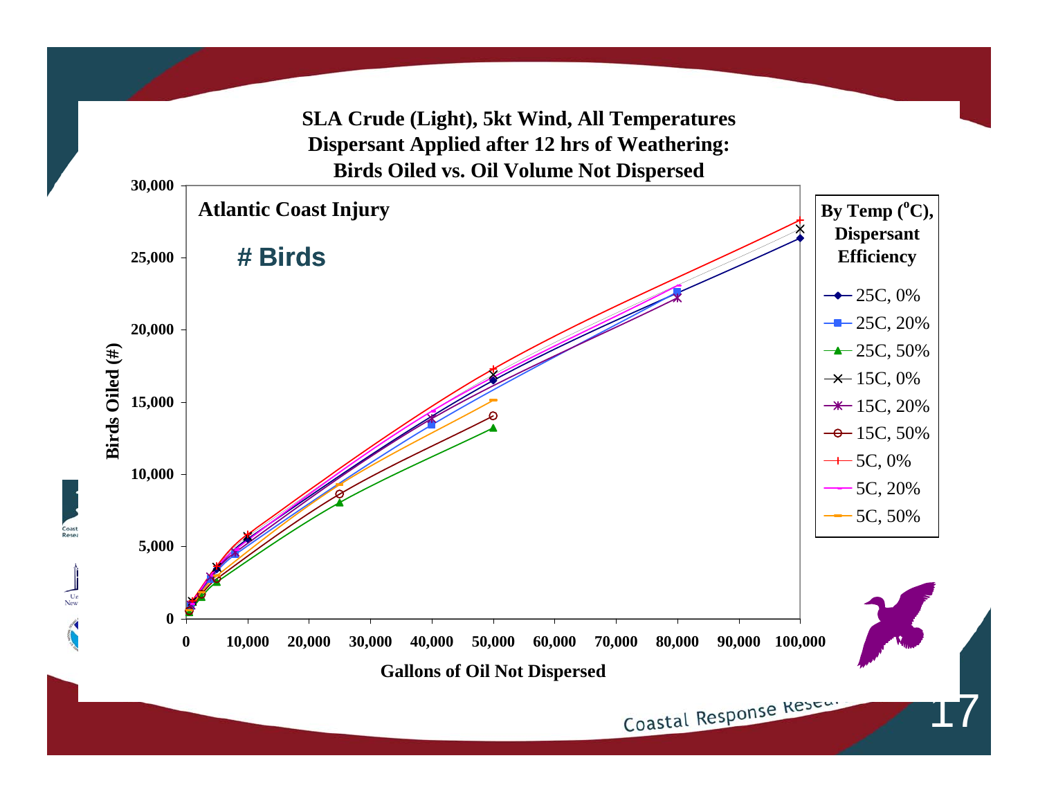## SLA Crude (Light), 5kt Wind, All Temperatures
## Dispersant Applied after 12 hrs of Weathering:
## Birds Oiled vs. Oil Volume Not Dispersed

**Atlantic Coast Injury**

**# Birds**

Birds Oiled (#): 0, 5,000, 10,000, 15,000, 20,000, 25,000, 30,000

Gallons of Oil Not Dispersed: 0, 10,000, 20,000, 30,000, 40,000, 50,000, 60,000, 70,000, 80,000, 90,000, 100,000

**By Temp ($^oC$), Dispersant Efficiency**

- 25C, 0%
- 25C, 20%
- 25C, 50%
- 15C, 0%
- 15C, 20%
- 15C, 50%
- 5C, 0%
- 5C, 20%
- 5C, 50%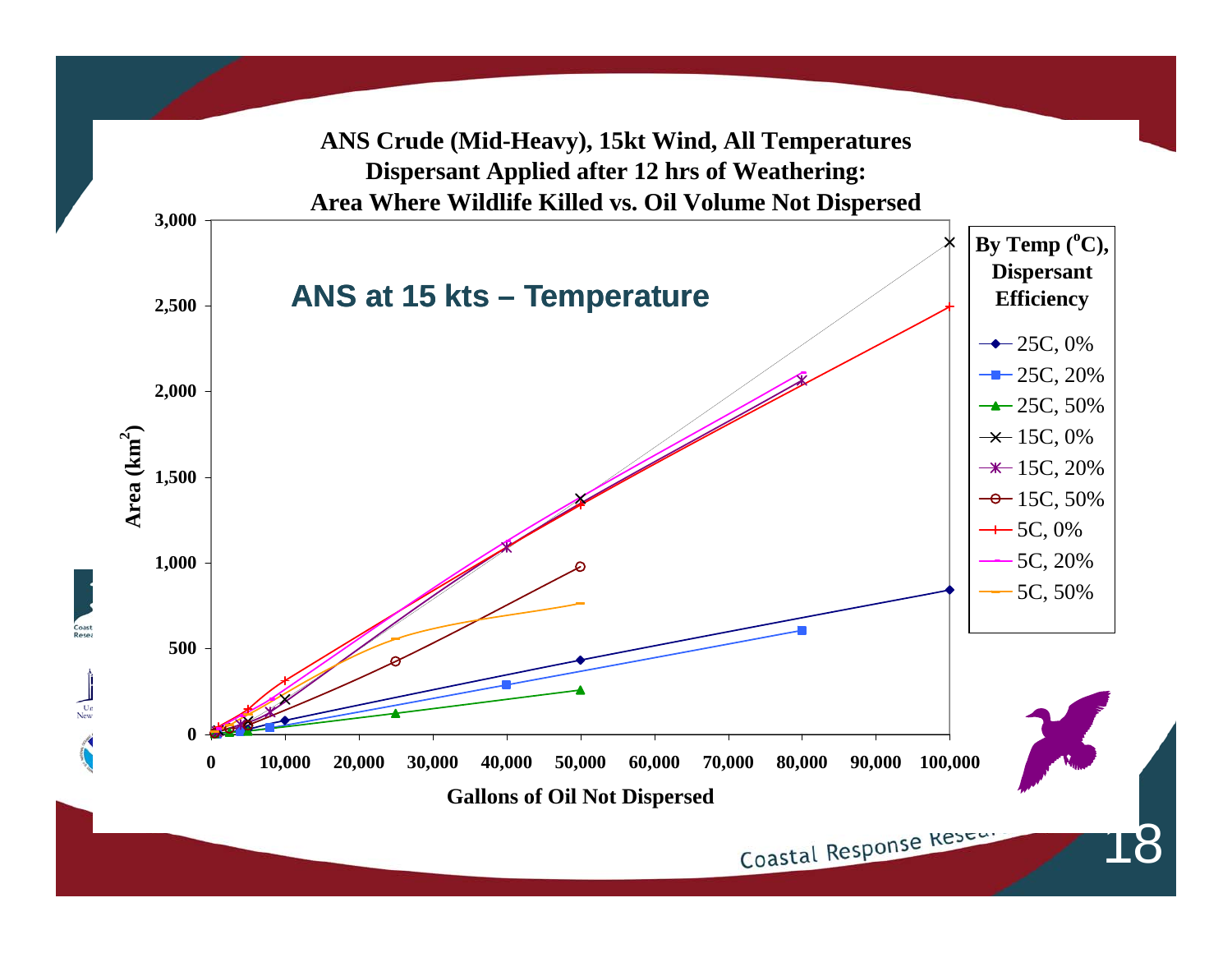## ANS at 15 kts – Temperature

**ANS Crude (Mid-Heavy), 15kt Wind, All Temperatures**
**Dispersant Applied after 12 hrs of Weathering:**
**Area Where Wildlife Killed vs. Oil Volume Not Dispersed**

Y-axis: Area ($km^2$) — 0, 500, 1,000, 1,500, 2,000, 2,500, 3,000

X-axis: Gallons of Oil Not Dispersed — 0, 10,000, 20,000, 30,000, 40,000, 50,000, 60,000, 70,000, 80,000, 90,000, 100,000

**By Temp (°C), Dispersant Efficiency**

- 25C, 0%
- 25C, 20%
- 25C, 50%
- 15C, 0%
- 15C, 20%
- 15C, 50%
- 5C, 0%
- 5C, 20%
- 5C, 50%

Coastal Response Research Center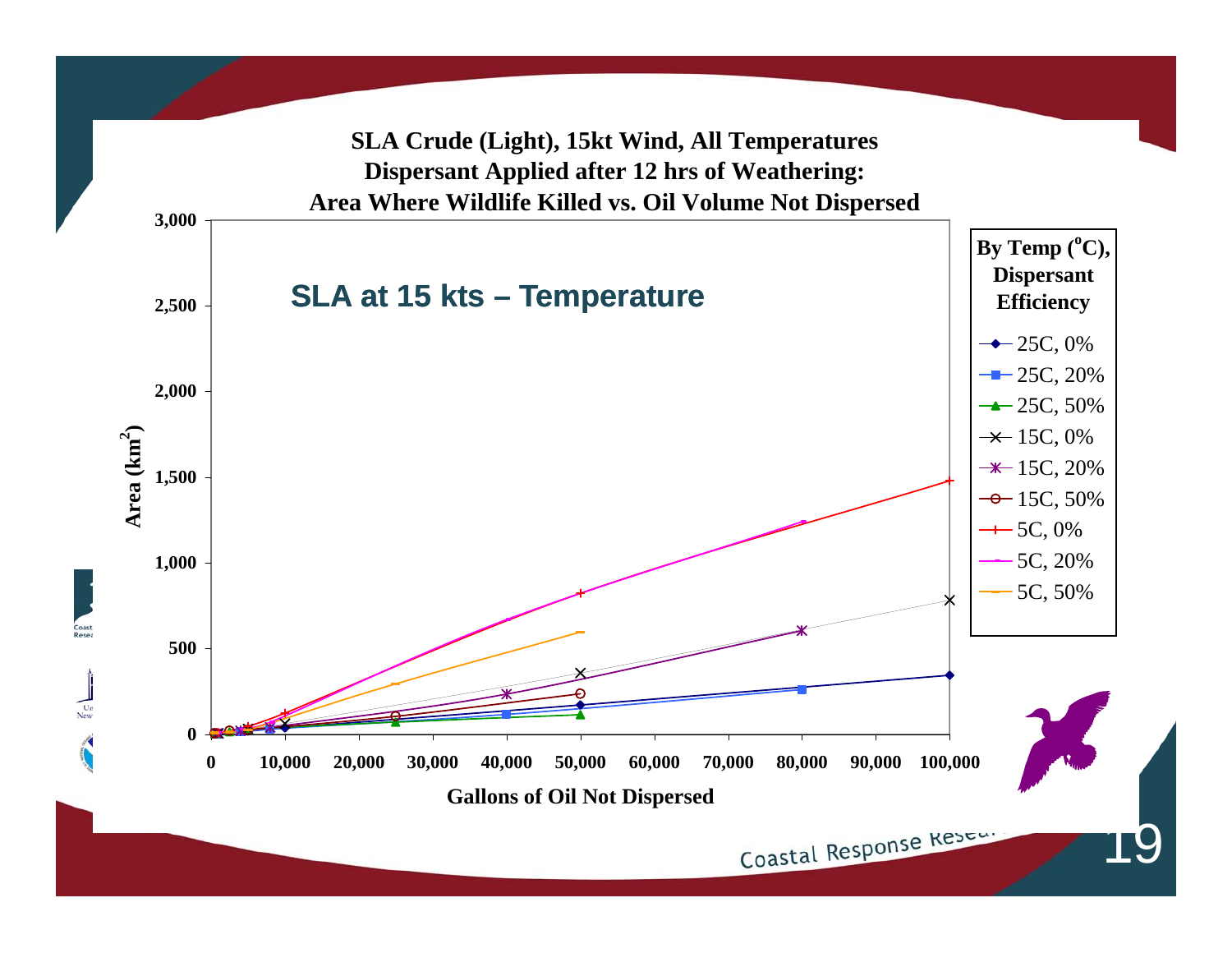## SLA Crude (Light), 15kt Wind, All Temperatures
## Dispersant Applied after 12 hrs of Weathering:
## Area Where Wildlife Killed vs. Oil Volume Not Dispersed

**SLA at 15 kts – Temperature**

Y-axis: Area ($km^2$) — 0 to 3,000

X-axis: Gallons of Oil Not Dispersed — 0 to 100,000

**By Temp (°C), Dispersant Efficiency**

- 25C, 0%
- 25C, 20%
- 25C, 50%
- 15C, 0%
- 15C, 20%
- 15C, 50%
- 5C, 0%
- 5C, 20%
- 5C, 50%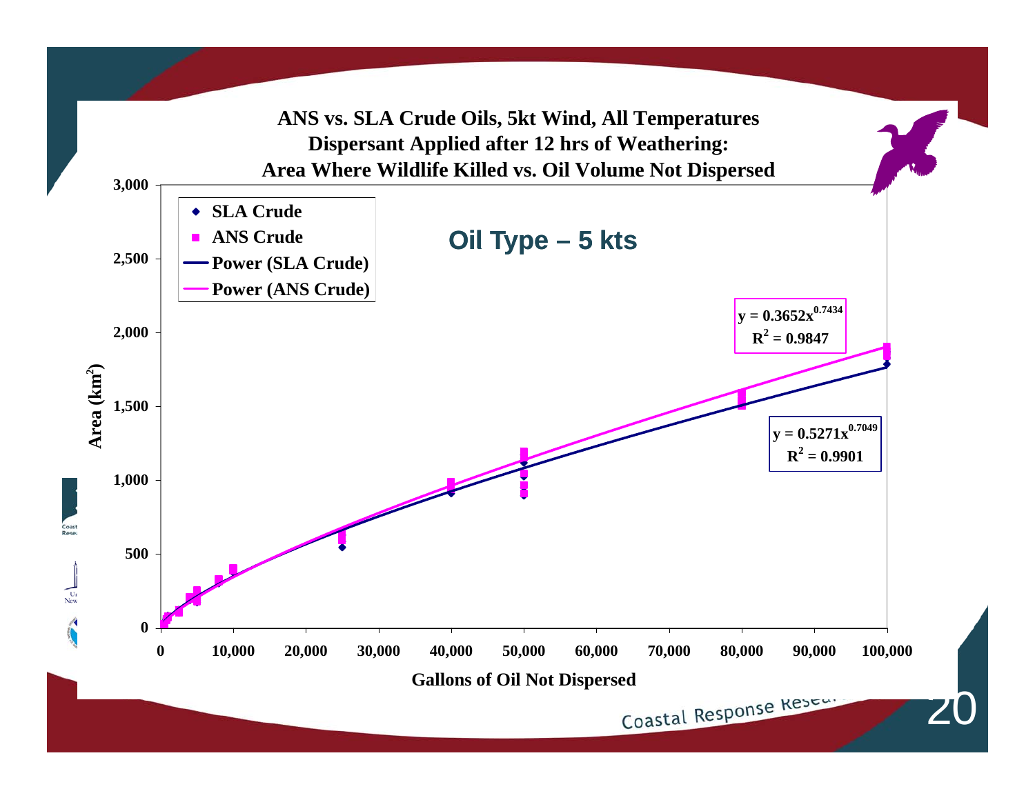## ANS vs. SLA Crude Oils, 5kt Wind, All Temperatures Dispersant Applied after 12 hrs of Weathering: Area Where Wildlife Killed vs. Oil Volume Not Dispersed

**Oil Type – 5 kts**

Legend:
- SLA Crude
- ANS Crude
- Power (SLA Crude)
- Power (ANS Crude)

ANS Crude: $y = 0.3652x^{0.7434}$, $R^2 = 0.9847$

SLA Crude: $y = 0.5271x^{0.7049}$, $R^2 = 0.9901$

Y-axis: Area ($km^2$) — 0, 500, 1,000, 1,500, 2,000, 2,500, 3,000

X-axis: Gallons of Oil Not Dispersed — 0, 10,000, 20,000, 30,000, 40,000, 50,000, 60,000, 70,000, 80,000, 90,000, 100,000

Coastal Response Research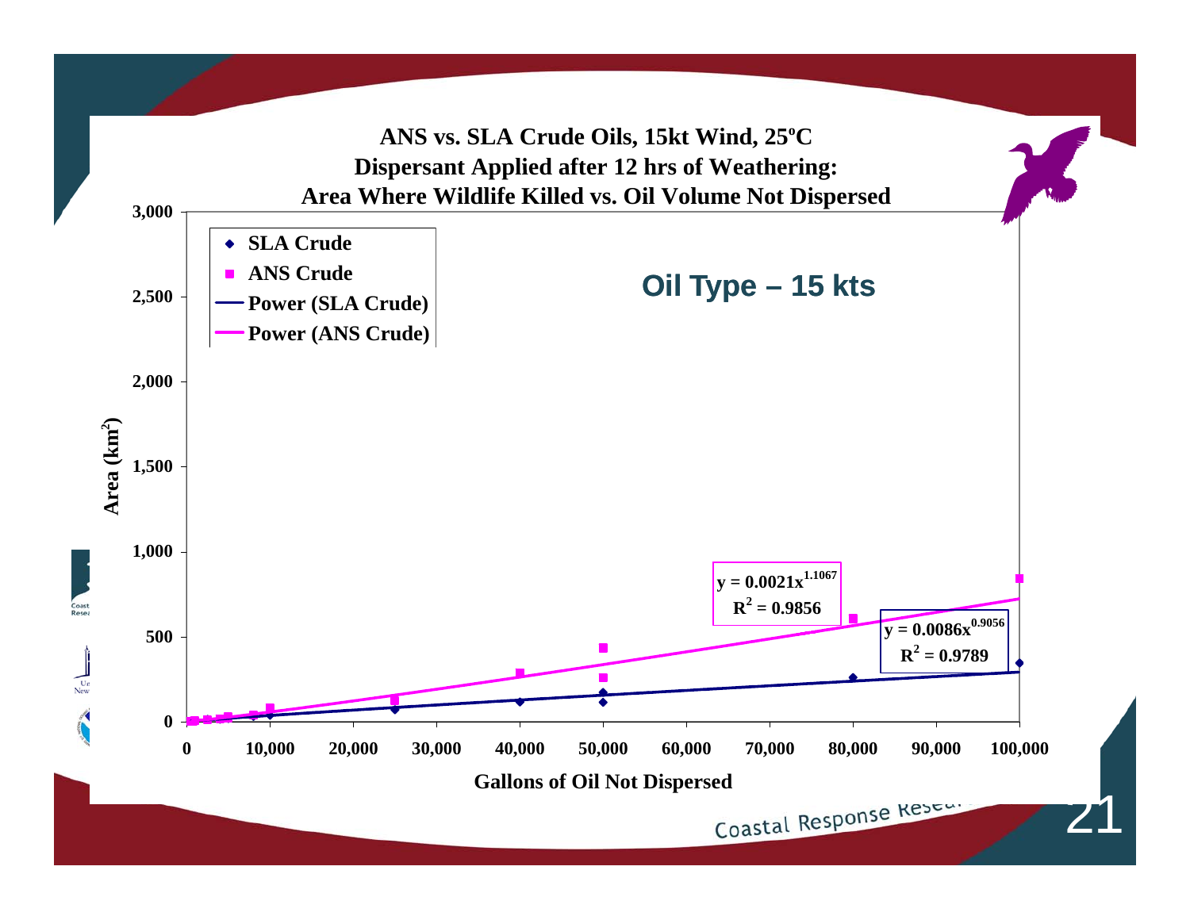## ANS vs. SLA Crude Oils, 15kt Wind, 25ºC
## Dispersant Applied after 12 hrs of Weathering:
## Area Where Wildlife Killed vs. Oil Volume Not Dispersed

**Oil Type – 15 kts**

Legend:
- SLA Crude
- ANS Crude
- Power (SLA Crude)
- Power (ANS Crude)

ANS Crude: $y = 0.0021x^{1.1067}$, $R^2 = 0.9856$

SLA Crude: $y = 0.0086x^{0.9056}$, $R^2 = 0.9789$

Y-axis: Area ($km^2$) — 0, 500, 1,000, 1,500, 2,000, 2,500, 3,000

X-axis: Gallons of Oil Not Dispersed — 0, 10,000, 20,000, 30,000, 40,000, 50,000, 60,000, 70,000, 80,000, 90,000, 100,000

Coastal Response Research Center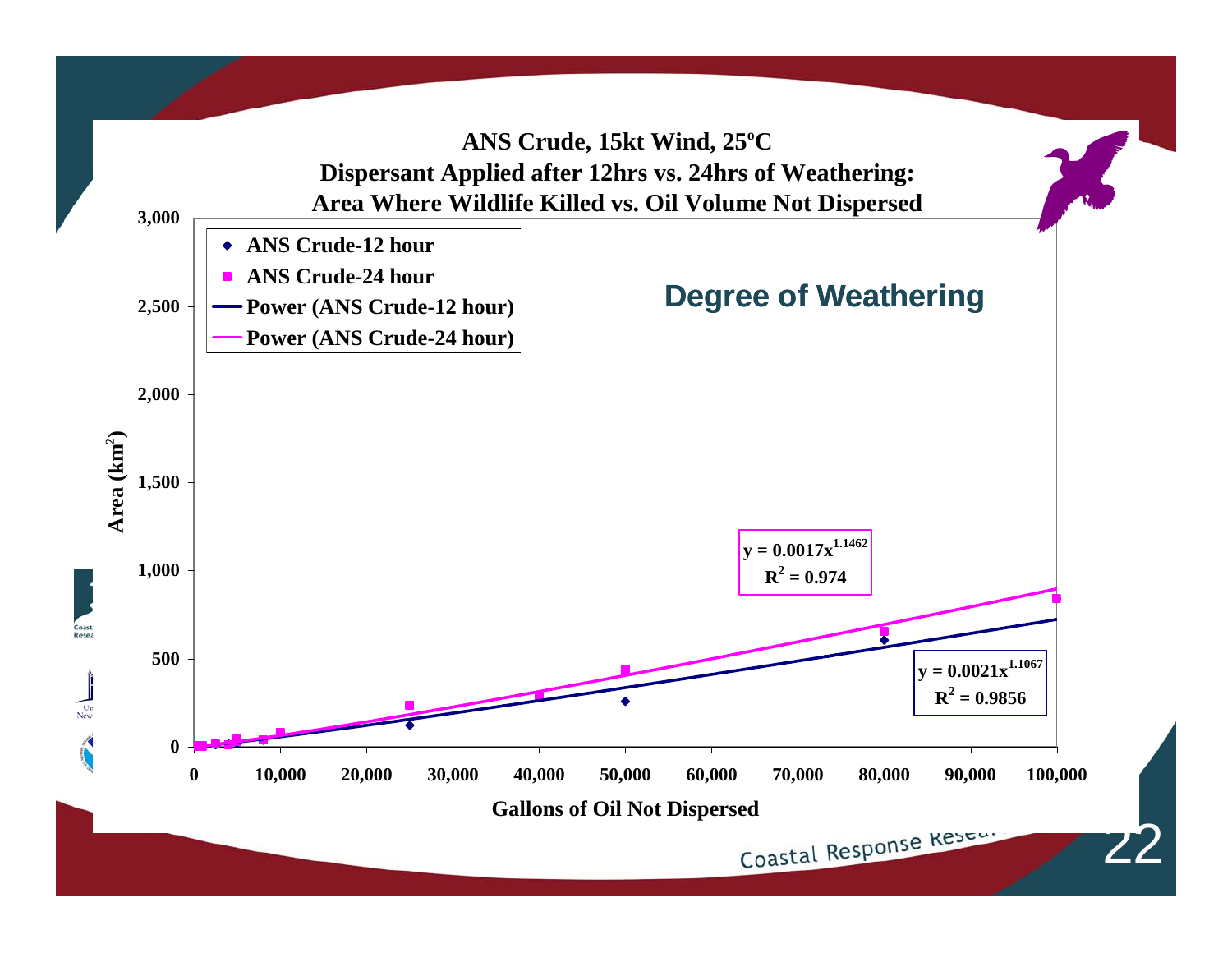## ANS Crude, 15kt Wind, 25ºC
## Dispersant Applied after 12hrs vs. 24hrs of Weathering: Area Where Wildlife Killed vs. Oil Volume Not Dispersed

**Degree of Weathering**

- ANS Crude-12 hour
- ANS Crude-24 hour
- Power (ANS Crude-12 hour)
- Power (ANS Crude-24 hour)

$y = 0.0017x^{1.1462}$
$R^2 = 0.974$

$y = 0.0021x^{1.1067}$
$R^2 = 0.9856$

Area ($km^2$): 0, 500, 1,000, 1,500, 2,000, 2,500, 3,000

Gallons of Oil Not Dispersed: 0, 10,000, 20,000, 30,000, 40,000, 50,000, 60,000, 70,000, 80,000, 90,000, 100,000

Coastal Response Research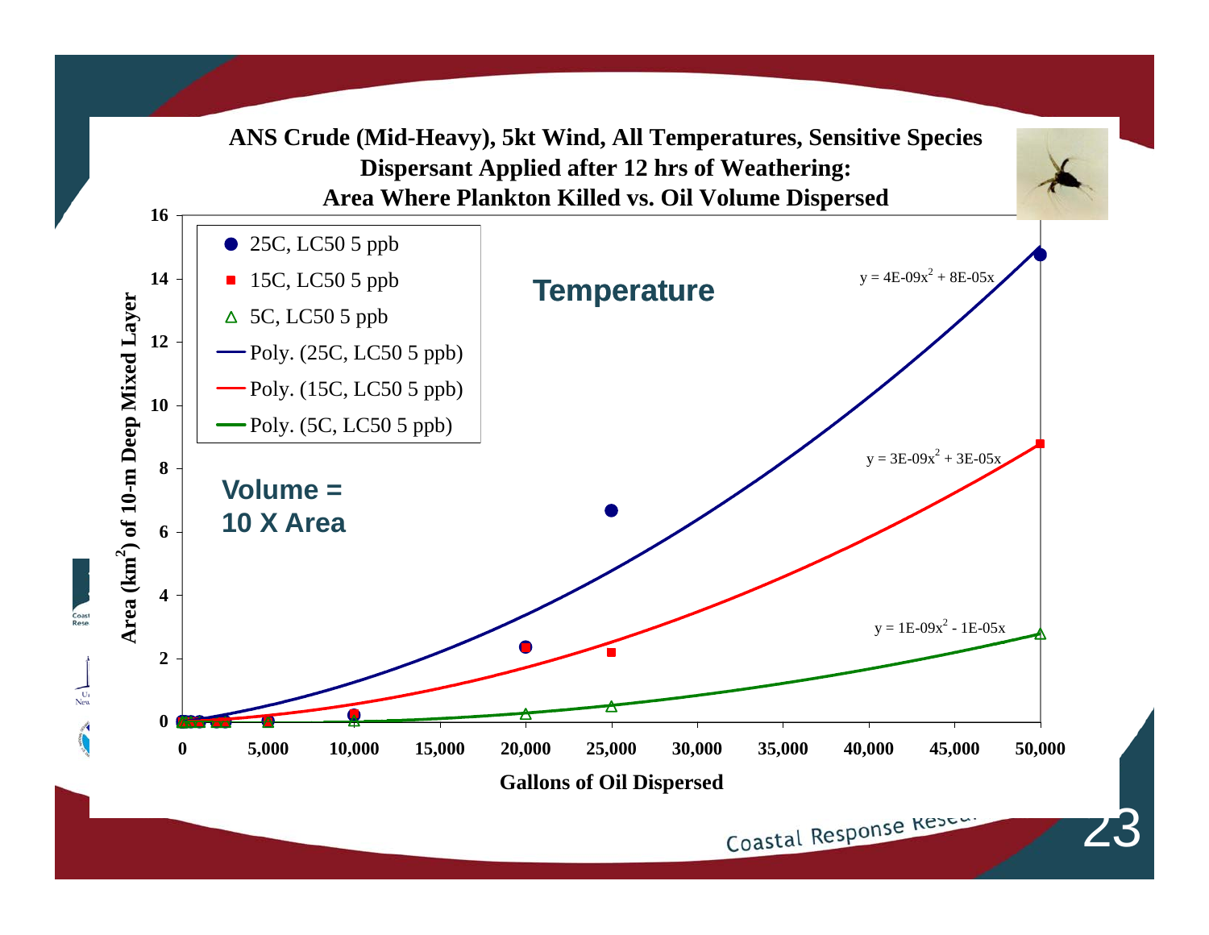## ANS Crude (Mid-Heavy), 5kt Wind, All Temperatures, Sensitive Species Dispersant Applied after 12 hrs of Weathering: Area Where Plankton Killed vs. Oil Volume Dispersed

**Temperature**

**Volume = 10 X Area**

Legend:

- 25C, LC50 5 ppb
- 15C, LC50 5 ppb
- 5C, LC50 5 ppb
- Poly. (25C, LC50 5 ppb)
- Poly. (15C, LC50 5 ppb)
- Poly. (5C, LC50 5 ppb)

Fitted curves:

- 25C: $y = 4E\text{-}09x^2 + 8E\text{-}05x$
- 15C: $y = 3E\text{-}09x^2 + 3E\text{-}05x$
- 5C: $y = 1E\text{-}09x^2 - 1E\text{-}05x$

Y-axis: Area ($km^2$) of 10-m Deep Mixed Layer (0–16)

X-axis: Gallons of Oil Dispersed (0–50,000)

Coastal Response Research Center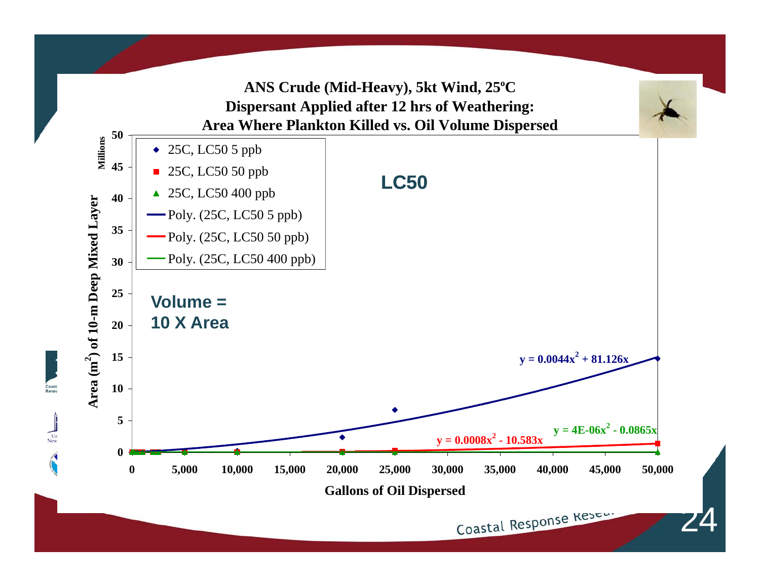# ANS Crude (Mid-Heavy), 5kt Wind, 25ºC
## Dispersant Applied after 12 hrs of Weathering: Area Where Plankton Killed vs. Oil Volume Dispersed

**LC50**

**Volume = 10 X Area**

Y-axis: Area ($m^2$) of 10-m Deep Mixed Layer (Millions)

X-axis: Gallons of Oil Dispersed

Legend:
- 25C, LC50 5 ppb
- 25C, LC50 50 ppb
- 25C, LC50 400 ppb
- Poly. (25C, LC50 5 ppb)
- Poly. (25C, LC50 50 ppb)
- Poly. (25C, LC50 400 ppb)

Trendlines:
- $y = 0.0044x^2 + 81.126x$
- $y = 0.0008x^2 - 10.583x$
- $y = 4E\text{-}06x^2 - 0.0865x$

Coastal Response Research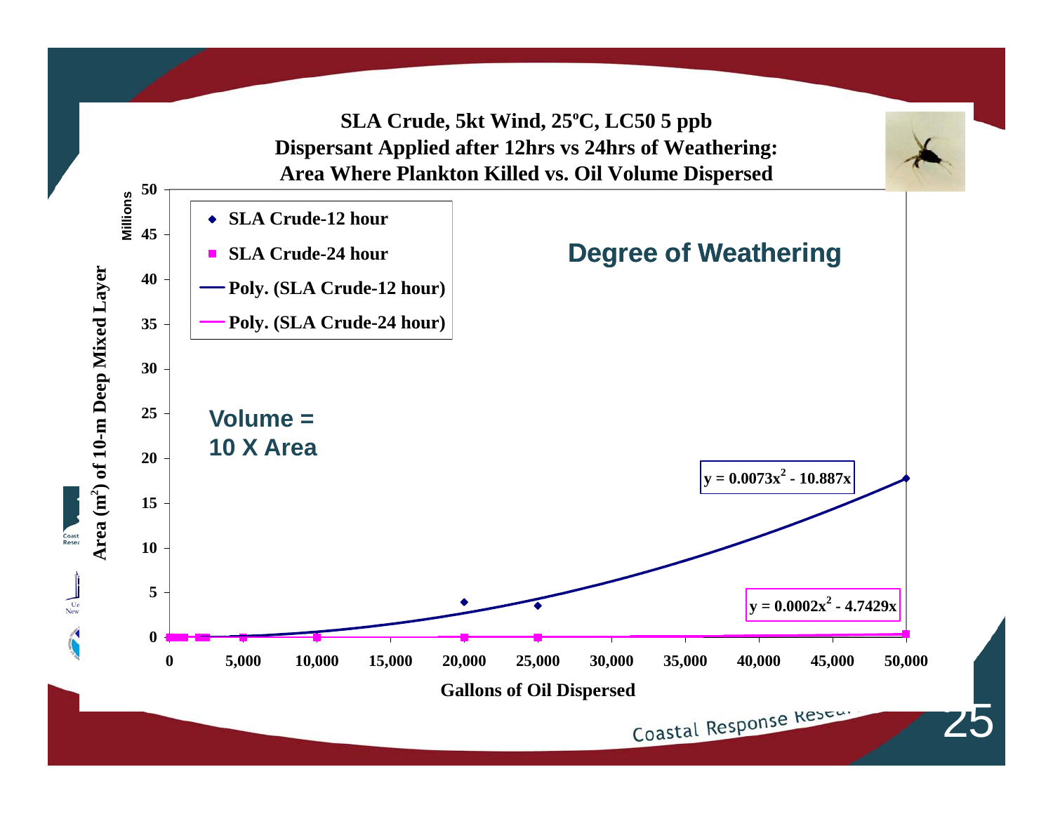## SLA Crude, 5kt Wind, 25ºC, LC50 5 ppb
## Dispersant Applied after 12hrs vs 24hrs of Weathering: Area Where Plankton Killed vs. Oil Volume Dispersed

**Degree of Weathering**

**Volume = 10 X Area**

Legend:
- SLA Crude-12 hour
- SLA Crude-24 hour
- Poly. (SLA Crude-12 hour)
- Poly. (SLA Crude-24 hour)

$y = 0.0073x^2 - 10.887x$

$y = 0.0002x^2 - 4.7429x$

Y-axis: Area ($m^2$) of 10-m Deep Mixed Layer (Millions), 0–50

X-axis: Gallons of Oil Dispersed, 0–50,000

Coastal Response Research Center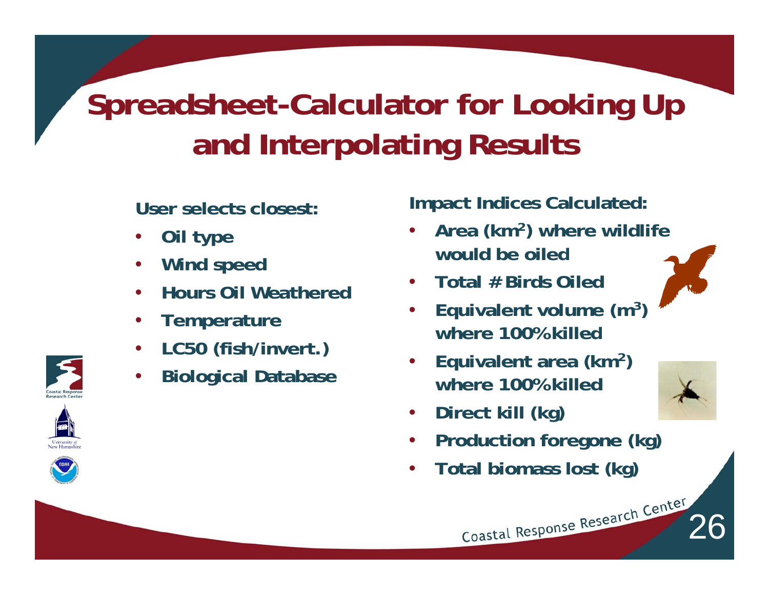# Spreadsheet-Calculator for Looking Up and Interpolating Results

**User selects closest:**

- **Oil type**
- **Wind speed**
- **Hours Oil Weathered**
- **Temperature**
- **LC50 (fish/invert.)**
- **Biological Database**

**Impact Indices Calculated:**

- **Area ($km^2$) where wildlife would be oiled**
- **Total # Birds Oiled**
- **Equivalent volume ($m^3$) where 100% killed**
- **Equivalent area ($km^2$) where 100% killed**
- **Direct kill (kg)**
- **Production foregone (kg)**
- **Total biomass lost (kg)**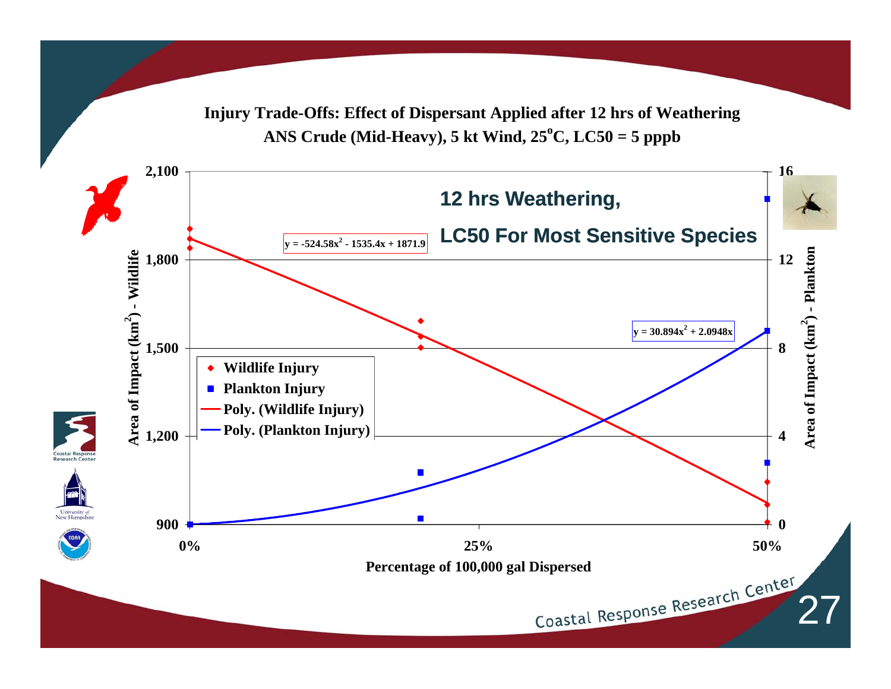## Injury Trade-Offs: Effect of Dispersant Applied after 12 hrs of Weathering

### ANS Crude (Mid-Heavy), 5 kt Wind, 25°C, LC50 = 5 pppb

**12 hrs Weathering,**

**LC50 For Most Sensitive Species**

$y = -524.58x^2 - 1535.4x + 1871.9$

$y = 30.894x^2 + 2.0948x$

- Wildlife Injury
- Plankton Injury
- Poly. (Wildlife Injury)
- Poly. (Plankton Injury)

Area of Impact ($km^2$) - Wildlife: 900, 1,200, 1,500, 1,800, 2,100

Area of Impact ($km^2$) - Plankton: 0, 4, 8, 12, 16

Percentage of 100,000 gal Dispersed: 0%, 25%, 50%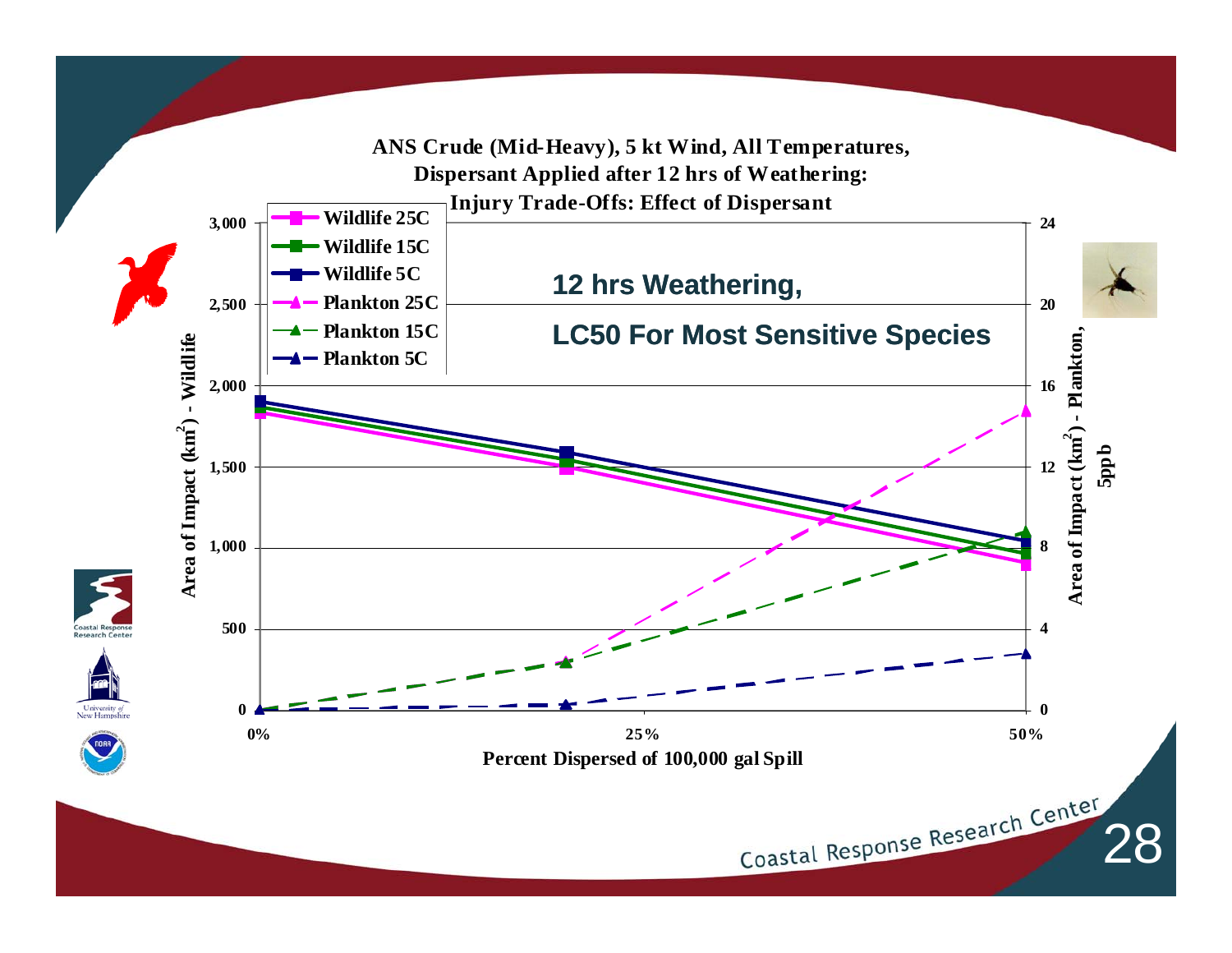## ANS Crude (Mid-Heavy), 5 kt Wind, All Temperatures, Dispersant Applied after 12 hrs of Weathering: Injury Trade-Offs: Effect of Dispersant

**12 hrs Weathering,**

**LC50 For Most Sensitive Species**

Legend: Wildlife 25C, Wildlife 15C, Wildlife 5C, Plankton 25C, Plankton 15C, Plankton 5C

Left axis: Area of Impact ($km^2$) - Wildlife (0 – 3,000)

Right axis: Area of Impact ($km^2$) - Plankton, 5ppb (0 – 24)

X axis: Percent Dispersed of 100,000 gal Spill (0%, 25%, 50%)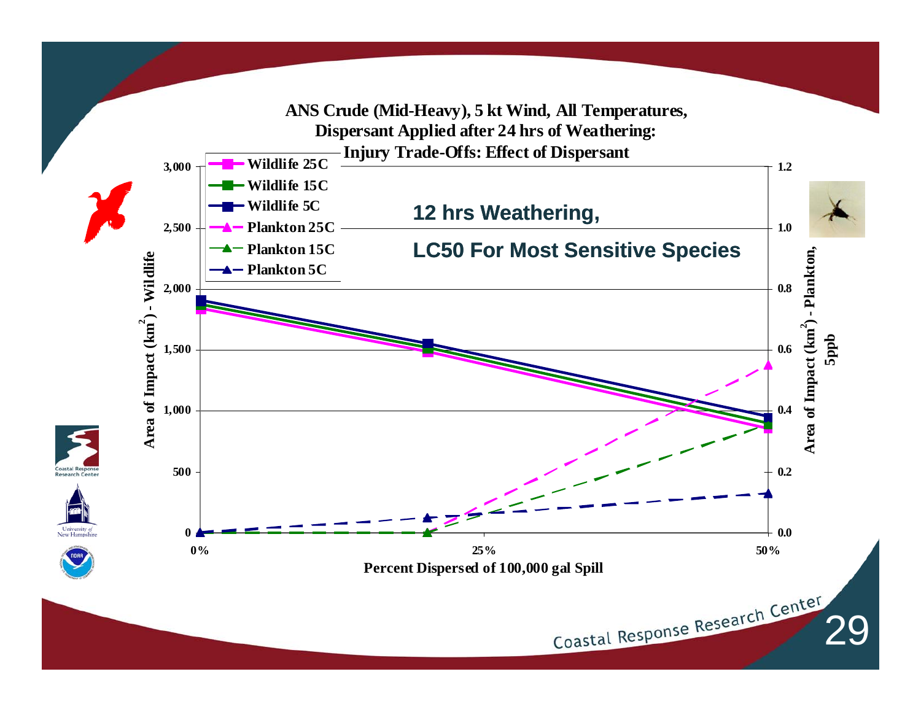## ANS Crude (Mid-Heavy), 5 kt Wind, All Temperatures, Dispersant Applied after 24 hrs of Weathering: Injury Trade-Offs: Effect of Dispersant

**12 hrs Weathering,**

**LC50 For Most Sensitive Species**

Legend:
- Wildlife 25C
- Wildlife 15C
- Wildlife 5C
- Plankton 25C
- Plankton 15C
- Plankton 5C

Left axis: Area of Impact ($km^2$) - Wildlife (0 to 3,000)

Right axis: Area of Impact ($km^2$) - Plankton, 5ppb (0.0 to 1.2)

X axis: Percent Dispersed of 100,000 gal Spill (0%, 25%, 50%)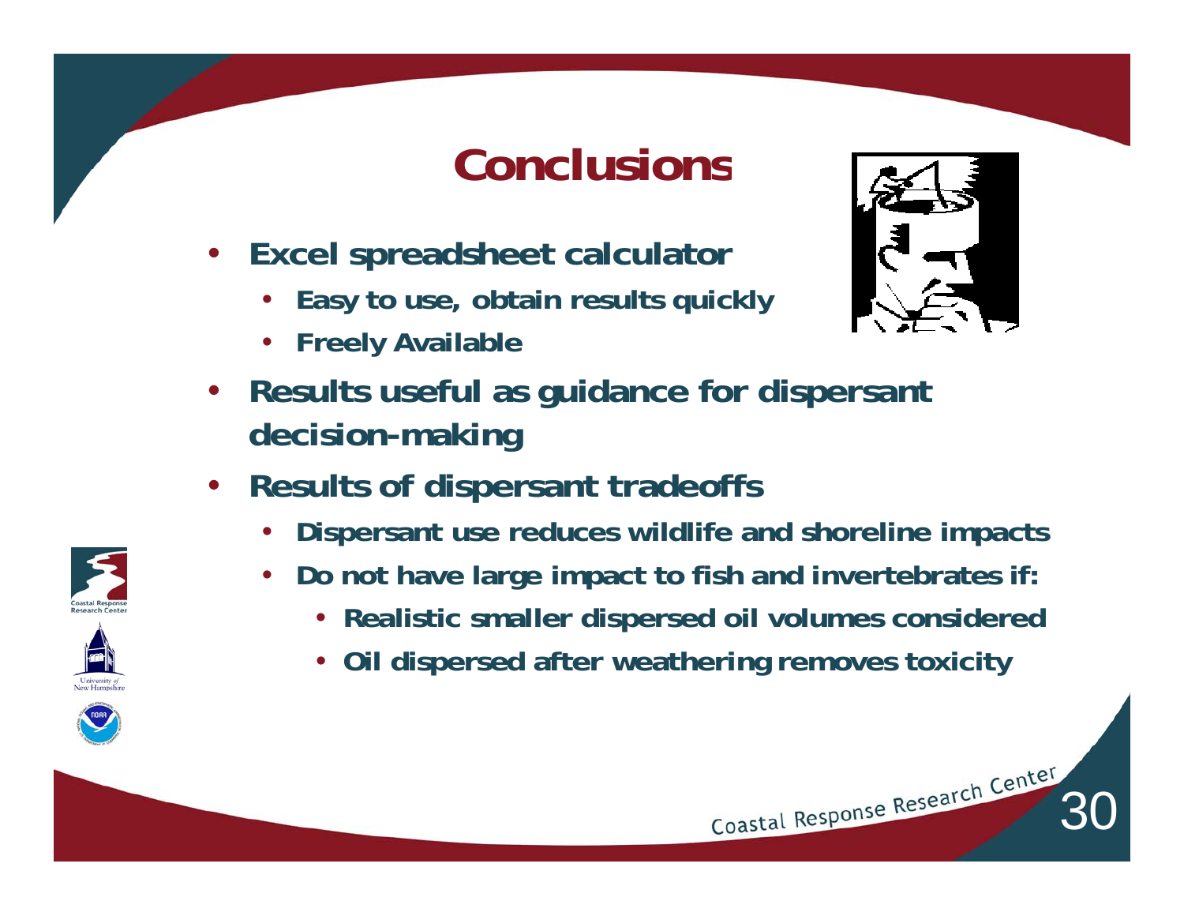# Conclusions

- **Excel spreadsheet calculator**
  - **Easy to use, obtain results quickly**
  - **Freely Available**
- **Results useful as guidance for dispersant decision-making**
- **Results of dispersant tradeoffs**
  - **Dispersant use reduces wildlife and shoreline impacts**
  - **Do not have large impact to fish and invertebrates if:**
    - **Realistic smaller dispersed oil volumes considered**
    - **Oil dispersed after weathering removes toxicity**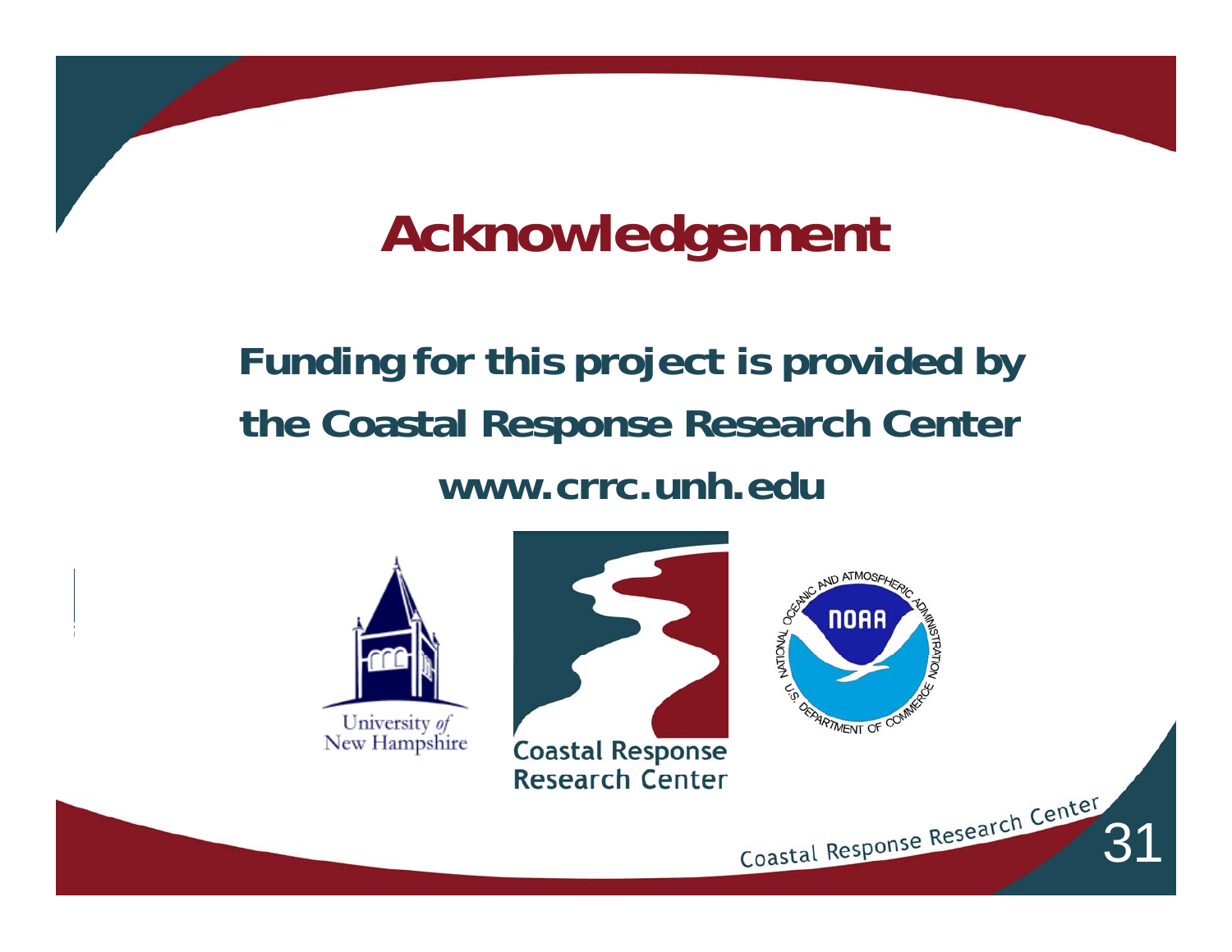# Acknowledgement

**Funding for this project is provided by the Coastal Response Research Center**

**www.crrc.unh.edu**